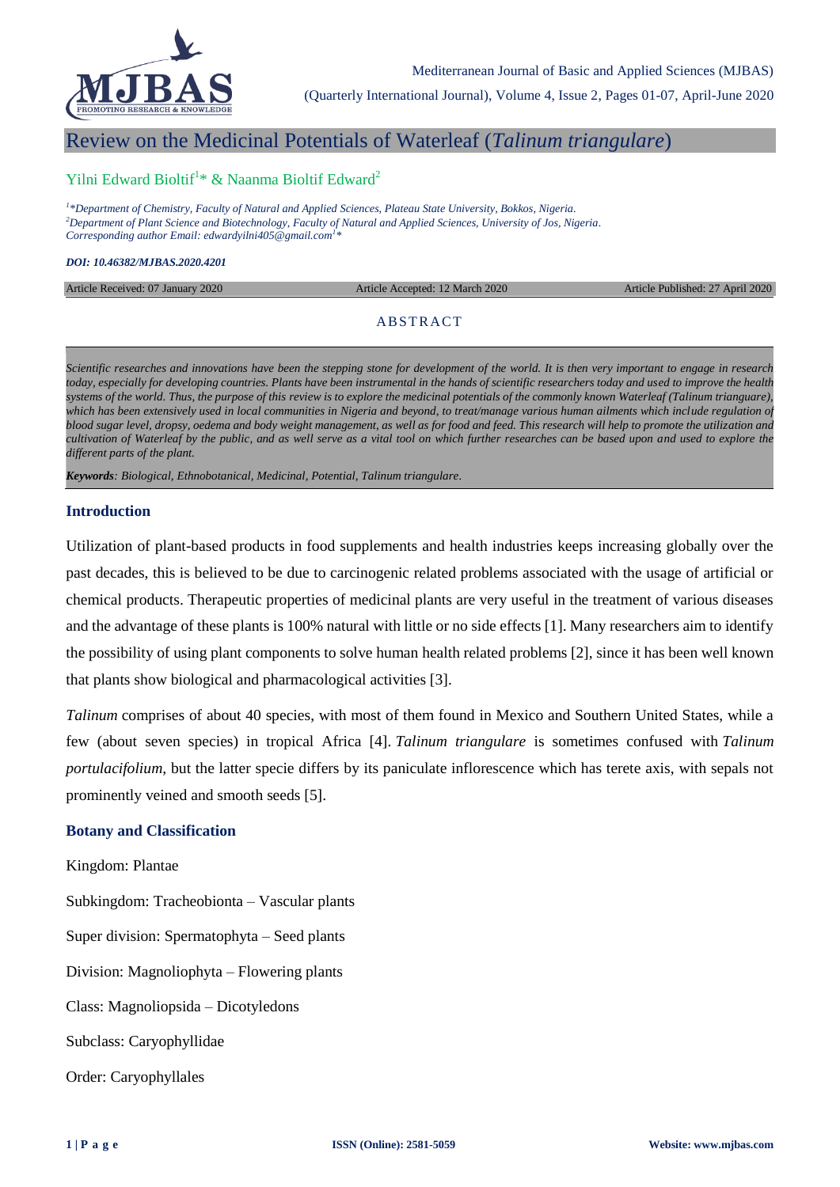# Review on the Medicinal Potentials of Waterleaf (*Talinum triangulare*)

Yilni Edward Bioltif[1]* & Naanma Bioltif Edward[2]

*[1]*Department of Chemistry, Faculty of Natural and Applied Sciences, Plateau State University, Bokkos, Nigeria.*
*[2]Department of Plant Science and Biotechnology, Faculty of Natural and Applied Sciences, University of Jos, Nigeria.*
*Corresponding author Email: edwardyilni405@gmail.com[1]**

***DOI: 10.46382/MJBAS.2020.4201***

Article Received: 07 January 2020 | Article Accepted: 12 March 2020 | Article Published: 27 April 2020

## ABSTRACT

*Scientific researches and innovations have been the stepping stone for development of the world. It is then very important to engage in research today, especially for developing countries. Plants have been instrumental in the hands of scientific researchers today and used to improve the health systems of the world. Thus, the purpose of this review is to explore the medicinal potentials of the commonly known Waterleaf (Talinum trianguare), which has been extensively used in local communities in Nigeria and beyond, to treat/manage various human ailments which include regulation of blood sugar level, dropsy, oedema and body weight management, as well as for food and feed. This research will help to promote the utilization and cultivation of Waterleaf by the public, and as well serve as a vital tool on which further researches can be based upon and used to explore the different parts of the plant.*

***Keywords**: Biological, Ethnobotanical, Medicinal, Potential, Talinum triangulare.*

## Introduction

Utilization of plant-based products in food supplements and health industries keeps increasing globally over the past decades, this is believed to be due to carcinogenic related problems associated with the usage of artificial or chemical products. Therapeutic properties of medicinal plants are very useful in the treatment of various diseases and the advantage of these plants is 100% natural with little or no side effects [1]. Many researchers aim to identify the possibility of using plant components to solve human health related problems [2], since it has been well known that plants show biological and pharmacological activities [3].

*Talinum* comprises of about 40 species, with most of them found in Mexico and Southern United States, while a few (about seven species) in tropical Africa [4]. *Talinum triangulare* is sometimes confused with *Talinum portulacifolium*, but the latter specie differs by its paniculate inflorescence which has terete axis, with sepals not prominently veined and smooth seeds [5].

## Botany and Classification

Kingdom: Plantae

Subkingdom: Tracheobionta – Vascular plants

Super division: Spermatophyta – Seed plants

Division: Magnoliophyta – Flowering plants

Class: Magnoliopsida – Dicotyledons

Subclass: Caryophyllidae

Order: Caryophyllales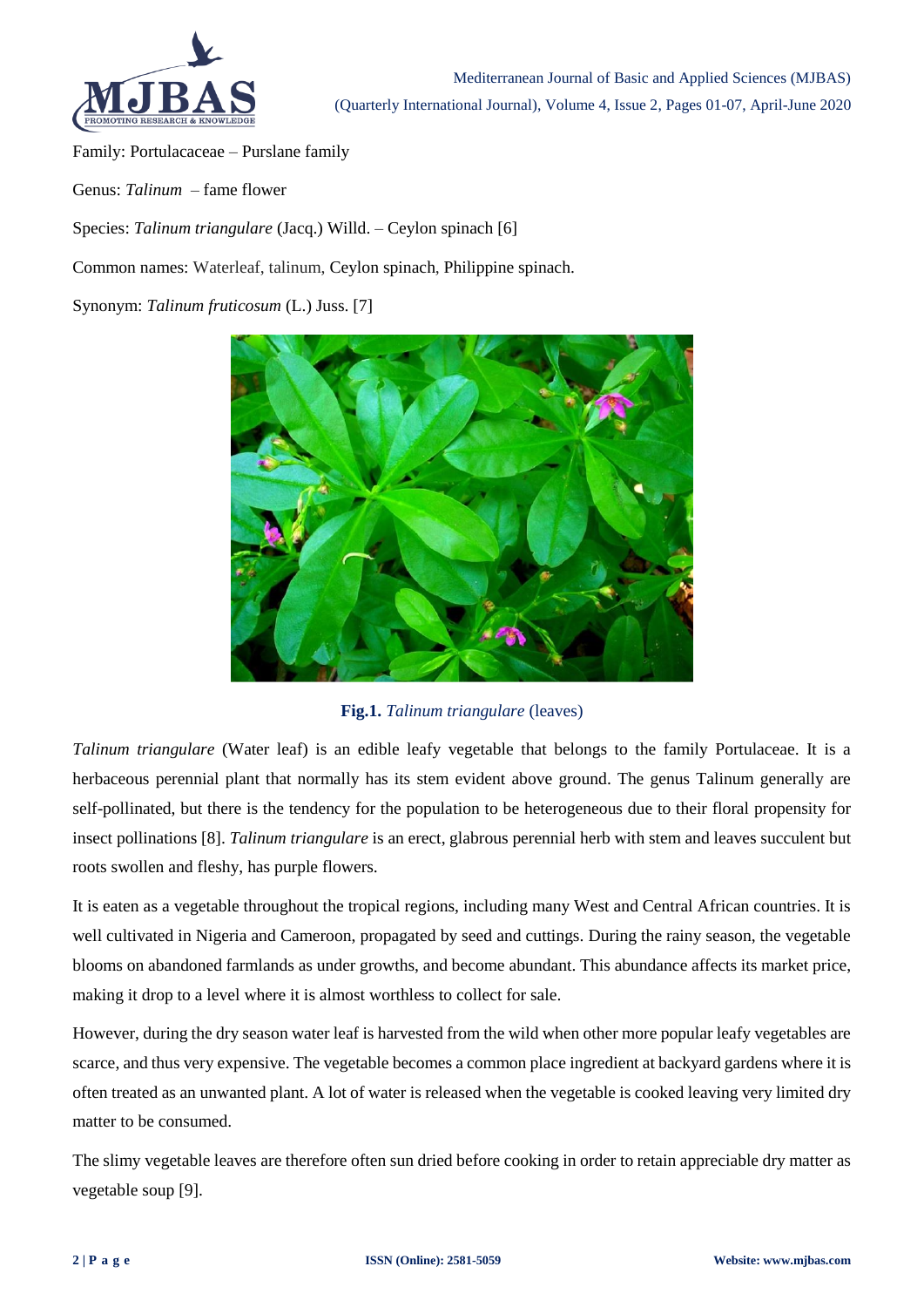Family: Portulacaceae – Purslane family

Genus: *Talinum* – fame flower

Species: *Talinum triangulare* (Jacq.) Willd. – Ceylon spinach [6]

Common names: Waterleaf, talinum, Ceylon spinach, Philippine spinach.

Synonym: *Talinum fruticosum* (L.) Juss. [7]

**Fig.1.** *Talinum triangulare* (leaves)

*Talinum triangulare* (Water leaf) is an edible leafy vegetable that belongs to the family Portulaceae. It is a herbaceous perennial plant that normally has its stem evident above ground. The genus Talinum generally are self-pollinated, but there is the tendency for the population to be heterogeneous due to their floral propensity for insect pollinations [8]. *Talinum triangulare* is an erect, glabrous perennial herb with stem and leaves succulent but roots swollen and fleshy, has purple flowers.

It is eaten as a vegetable throughout the tropical regions, including many West and Central African countries. It is well cultivated in Nigeria and Cameroon, propagated by seed and cuttings. During the rainy season, the vegetable blooms on abandoned farmlands as under growths, and become abundant. This abundance affects its market price, making it drop to a level where it is almost worthless to collect for sale.

However, during the dry season water leaf is harvested from the wild when other more popular leafy vegetables are scarce, and thus very expensive. The vegetable becomes a common place ingredient at backyard gardens where it is often treated as an unwanted plant. A lot of water is released when the vegetable is cooked leaving very limited dry matter to be consumed.

The slimy vegetable leaves are therefore often sun dried before cooking in order to retain appreciable dry matter as vegetable soup [9].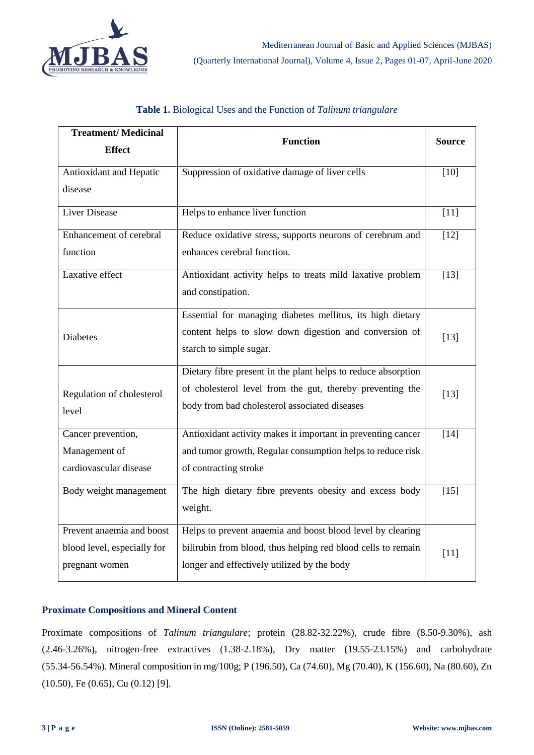**Table 1.** Biological Uses and the Function of *Talinum triangulare*

| Treatment/ Medicinal Effect | Function | Source |
|---|---|---|
| Antioxidant and Hepatic disease | Suppression of oxidative damage of liver cells | [10] |
| Liver Disease | Helps to enhance liver function | [11] |
| Enhancement of cerebral function | Reduce oxidative stress, supports neurons of cerebrum and enhances cerebral function. | [12] |
| Laxative effect | Antioxidant activity helps to treats mild laxative problem and constipation. | [13] |
| Diabetes | Essential for managing diabetes mellitus, its high dietary content helps to slow down digestion and conversion of starch to simple sugar. | [13] |
| Regulation of cholesterol level | Dietary fibre present in the plant helps to reduce absorption of cholesterol level from the gut, thereby preventing the body from bad cholesterol associated diseases | [13] |
| Cancer prevention, Management of cardiovascular disease | Antioxidant activity makes it important in preventing cancer and tumor growth, Regular consumption helps to reduce risk of contracting stroke | [14] |
| Body weight management | The high dietary fibre prevents obesity and excess body weight. | [15] |
| Prevent anaemia and boost blood level, especially for pregnant women | Helps to prevent anaemia and boost blood level by clearing bilirubin from blood, thus helping red blood cells to remain longer and effectively utilized by the body | [11] |

### Proximate Compositions and Mineral Content

Proximate compositions of *Talinum triangulare*; protein (28.82-32.22%), crude fibre (8.50-9.30%), ash (2.46-3.26%), nitrogen-free extractives (1.38-2.18%), Dry matter (19.55-23.15%) and carbohydrate (55.34-56.54%). Mineral composition in mg/100g; P (196.50), Ca (74.60), Mg (70.40), K (156.60), Na (80.60), Zn (10.50), Fe (0.65), Cu (0.12) [9].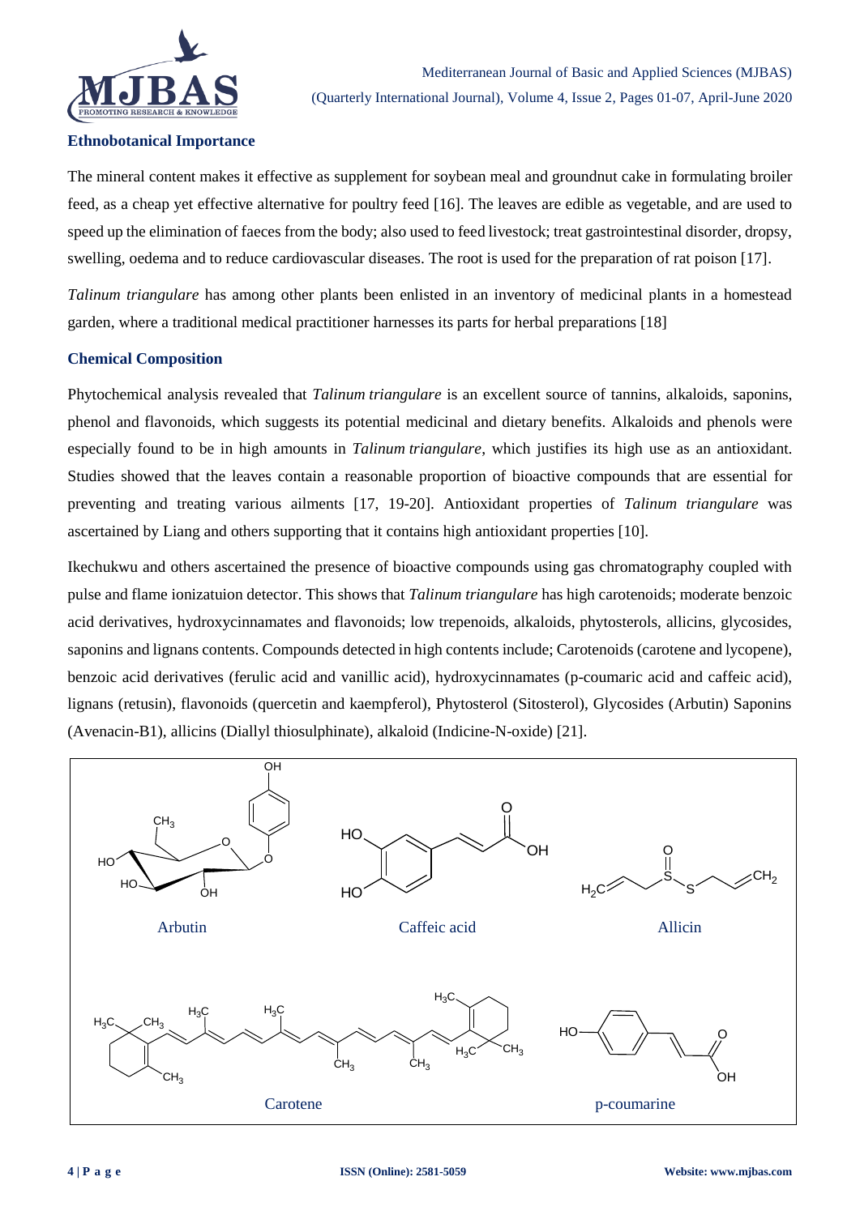### Ethnobotanical Importance

The mineral content makes it effective as supplement for soybean meal and groundnut cake in formulating broiler feed, as a cheap yet effective alternative for poultry feed [16]. The leaves are edible as vegetable, and are used to speed up the elimination of faeces from the body; also used to feed livestock; treat gastrointestinal disorder, dropsy, swelling, oedema and to reduce cardiovascular diseases. The root is used for the preparation of rat poison [17].

*Talinum triangulare* has among other plants been enlisted in an inventory of medicinal plants in a homestead garden, where a traditional medical practitioner harnesses its parts for herbal preparations [18]

### Chemical Composition

Phytochemical analysis revealed that *Talinum triangulare* is an excellent source of tannins, alkaloids, saponins, phenol and flavonoids, which suggests its potential medicinal and dietary benefits. Alkaloids and phenols were especially found to be in high amounts in *Talinum triangulare*, which justifies its high use as an antioxidant. Studies showed that the leaves contain a reasonable proportion of bioactive compounds that are essential for preventing and treating various ailments [17, 19-20]. Antioxidant properties of *Talinum triangulare* was ascertained by Liang and others supporting that it contains high antioxidant properties [10].

Ikechukwu and others ascertained the presence of bioactive compounds using gas chromatography coupled with pulse and flame ionizatuion detector. This shows that *Talinum triangulare* has high carotenoids; moderate benzoic acid derivatives, hydroxycinnamates and flavonoids; low trepenoids, alkaloids, phytosterols, allicins, glycosides, saponins and lignans contents. Compounds detected in high contents include; Carotenoids (carotene and lycopene), benzoic acid derivatives (ferulic acid and vanillic acid), hydroxycinnamates (p-coumaric acid and caffeic acid), lignans (retusin), flavonoids (quercetin and kaempferol), Phytosterol (Sitosterol), Glycosides (Arbutin) Saponins (Avenacin-B1), allicins (Diallyl thiosulphinate), alkaloid (Indicine-N-oxide) [21].

Arbutin

Caffeic acid

Allicin

Carotene

p-coumarine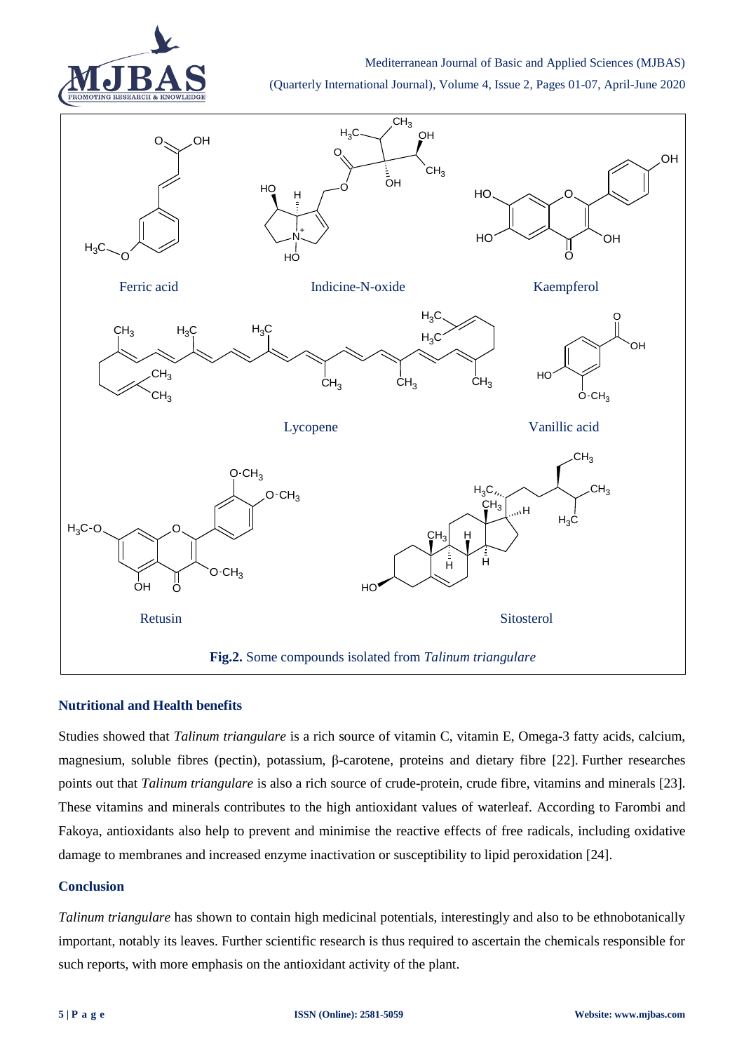Ferric acid

Indicine-N-oxide

Kaempferol

Lycopene

Vanillic acid

Retusin

Sitosterol

**Fig.2.** Some compounds isolated from *Talinum triangulare*

## Nutritional and Health benefits

Studies showed that *Talinum triangulare* is a rich source of vitamin C, vitamin E, Omega-3 fatty acids, calcium, magnesium, soluble fibres (pectin), potassium, β-carotene, proteins and dietary fibre [22]. Further researches points out that *Talinum triangulare* is also a rich source of crude-protein, crude fibre, vitamins and minerals [23]. These vitamins and minerals contributes to the high antioxidant values of waterleaf. According to Farombi and Fakoya, antioxidants also help to prevent and minimise the reactive effects of free radicals, including oxidative damage to membranes and increased enzyme inactivation or susceptibility to lipid peroxidation [24].

## Conclusion

*Talinum triangulare* has shown to contain high medicinal potentials, interestingly and also to be ethnobotanically important, notably its leaves. Further scientific research is thus required to ascertain the chemicals responsible for such reports, with more emphasis on the antioxidant activity of the plant.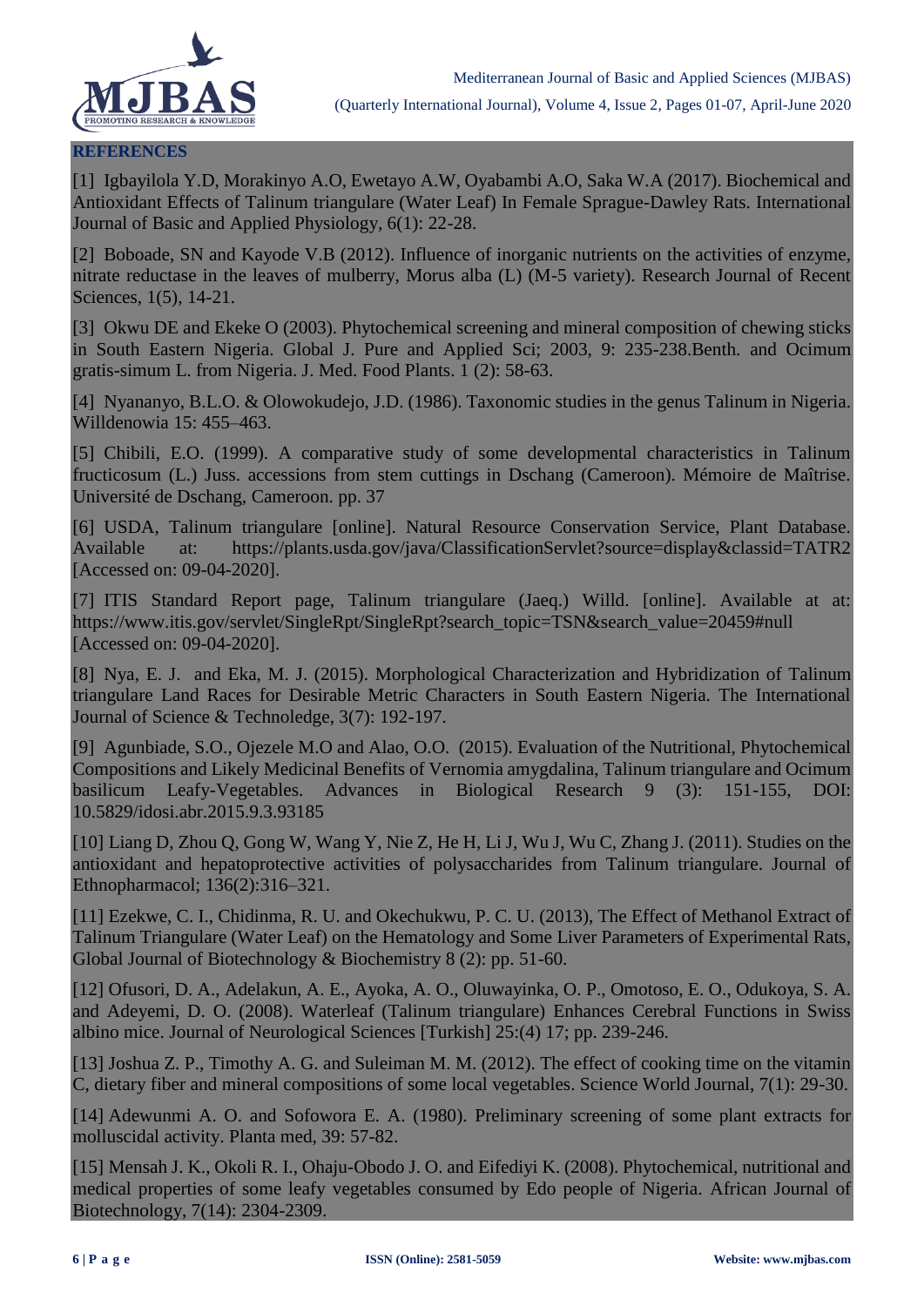## REFERENCES

[1] Igbayilola Y.D, Morakinyo A.O, Ewetayo A.W, Oyabambi A.O, Saka W.A (2017). Biochemical and Antioxidant Effects of Talinum triangulare (Water Leaf) In Female Sprague-Dawley Rats. International Journal of Basic and Applied Physiology, 6(1): 22-28.

[2] Boboade, SN and Kayode V.B (2012). Influence of inorganic nutrients on the activities of enzyme, nitrate reductase in the leaves of mulberry, Morus alba (L) (M-5 variety). Research Journal of Recent Sciences, 1(5), 14-21.

[3] Okwu DE and Ekeke O (2003). Phytochemical screening and mineral composition of chewing sticks in South Eastern Nigeria. Global J. Pure and Applied Sci; 2003, 9: 235-238.Benth. and Ocimum gratis-simum L. from Nigeria. J. Med. Food Plants. 1 (2): 58-63.

[4] Nyananyo, B.L.O. & Olowokudejo, J.D. (1986). Taxonomic studies in the genus Talinum in Nigeria. Willdenowia 15: 455–463.

[5] Chibili, E.O. (1999). A comparative study of some developmental characteristics in Talinum fructicosum (L.) Juss. accessions from stem cuttings in Dschang (Cameroon). Mémoire de Maîtrise. Université de Dschang, Cameroon. pp. 37

[6] USDA, Talinum triangulare [online]. Natural Resource Conservation Service, Plant Database. Available at: https://plants.usda.gov/java/ClassificationServlet?source=display&classid=TATR2 [Accessed on: 09-04-2020].

[7] ITIS Standard Report page, Talinum triangulare (Jaeq.) Willd. [online]. Available at at: https://www.itis.gov/servlet/SingleRpt/SingleRpt?search_topic=TSN&search_value=20459#null [Accessed on: 09-04-2020].

[8] Nya, E. J. and Eka, M. J. (2015). Morphological Characterization and Hybridization of Talinum triangulare Land Races for Desirable Metric Characters in South Eastern Nigeria. The International Journal of Science & Technoledge, 3(7): 192-197.

[9] Agunbiade, S.O., Ojezele M.O and Alao, O.O. (2015). Evaluation of the Nutritional, Phytochemical Compositions and Likely Medicinal Benefits of Vernomia amygdalina, Talinum triangulare and Ocimum basilicum Leafy-Vegetables. Advances in Biological Research 9 (3): 151-155, DOI: 10.5829/idosi.abr.2015.9.3.93185

[10] Liang D, Zhou Q, Gong W, Wang Y, Nie Z, He H, Li J, Wu J, Wu C, Zhang J. (2011). Studies on the antioxidant and hepatoprotective activities of polysaccharides from Talinum triangulare. Journal of Ethnopharmacol; 136(2):316–321.

[11] Ezekwe, C. I., Chidinma, R. U. and Okechukwu, P. C. U. (2013), The Effect of Methanol Extract of Talinum Triangulare (Water Leaf) on the Hematology and Some Liver Parameters of Experimental Rats, Global Journal of Biotechnology & Biochemistry 8 (2): pp. 51-60.

[12] Ofusori, D. A., Adelakun, A. E., Ayoka, A. O., Oluwayinka, O. P., Omotoso, E. O., Odukoya, S. A. and Adeyemi, D. O. (2008). Waterleaf (Talinum triangulare) Enhances Cerebral Functions in Swiss albino mice. Journal of Neurological Sciences [Turkish] 25:(4) 17; pp. 239-246.

[13] Joshua Z. P., Timothy A. G. and Suleiman M. M. (2012). The effect of cooking time on the vitamin C, dietary fiber and mineral compositions of some local vegetables. Science World Journal, 7(1): 29-30.

[14] Adewunmi A. O. and Sofowora E. A. (1980). Preliminary screening of some plant extracts for molluscidal activity. Planta med, 39: 57-82.

[15] Mensah J. K., Okoli R. I., Ohaju-Obodo J. O. and Eifediyi K. (2008). Phytochemical, nutritional and medical properties of some leafy vegetables consumed by Edo people of Nigeria. African Journal of Biotechnology, 7(14): 2304-2309.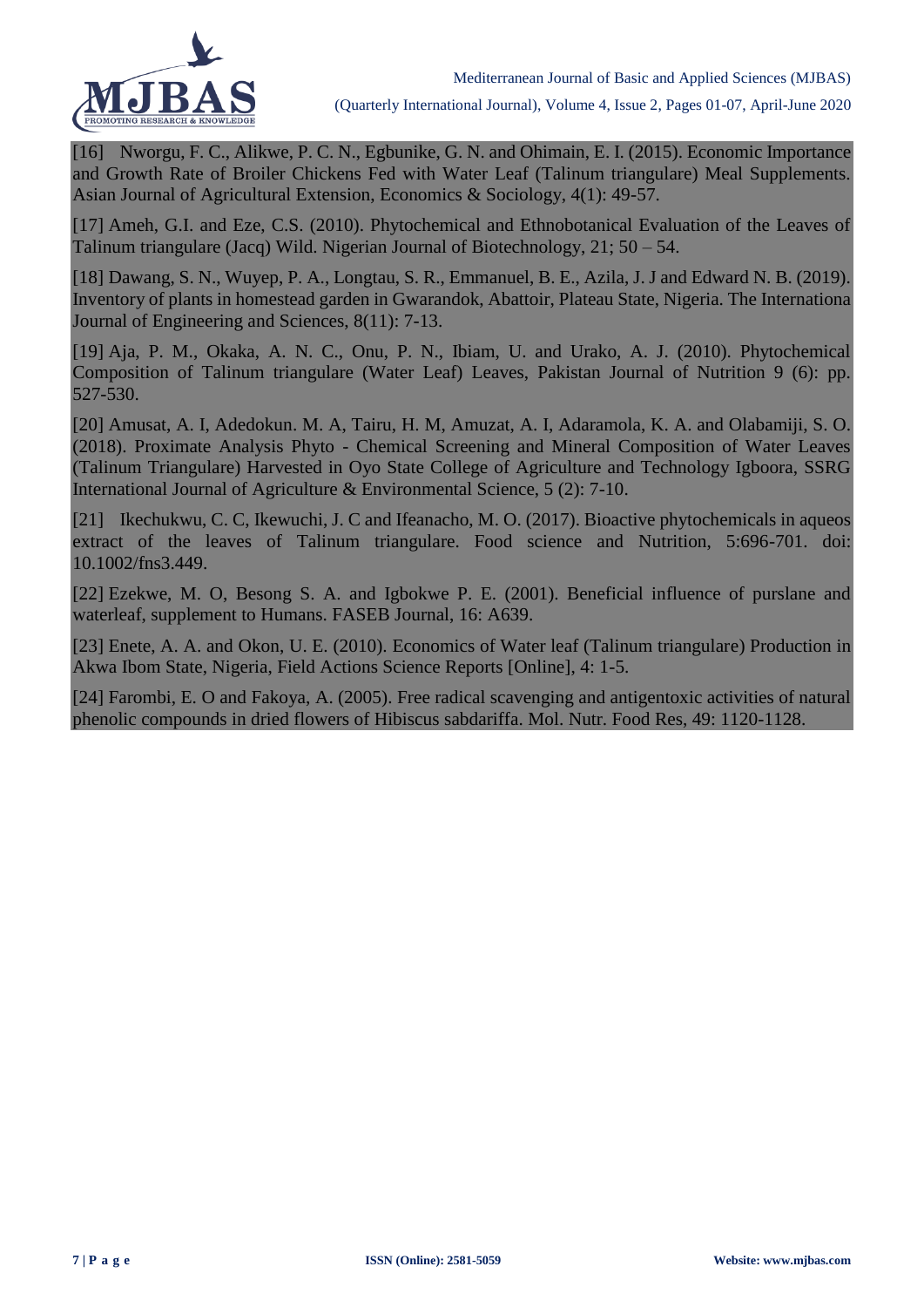[16] Nworgu, F. C., Alikwe, P. C. N., Egbunike, G. N. and Ohimain, E. I. (2015). Economic Importance and Growth Rate of Broiler Chickens Fed with Water Leaf (Talinum triangulare) Meal Supplements. Asian Journal of Agricultural Extension, Economics & Sociology, 4(1): 49-57.

[17] Ameh, G.I. and Eze, C.S. (2010). Phytochemical and Ethnobotanical Evaluation of the Leaves of Talinum triangulare (Jacq) Wild. Nigerian Journal of Biotechnology, 21; 50 – 54.

[18] Dawang, S. N., Wuyep, P. A., Longtau, S. R., Emmanuel, B. E., Azila, J. J and Edward N. B. (2019). Inventory of plants in homestead garden in Gwarandok, Abattoir, Plateau State, Nigeria. The Internationa Journal of Engineering and Sciences, 8(11): 7-13.

[19] Aja, P. M., Okaka, A. N. C., Onu, P. N., Ibiam, U. and Urako, A. J. (2010). Phytochemical Composition of Talinum triangulare (Water Leaf) Leaves, Pakistan Journal of Nutrition 9 (6): pp. 527-530.

[20] Amusat, A. I, Adedokun. M. A, Tairu, H. M, Amuzat, A. I, Adaramola, K. A. and Olabamiji, S. O. (2018). Proximate Analysis Phyto - Chemical Screening and Mineral Composition of Water Leaves (Talinum Triangulare) Harvested in Oyo State College of Agriculture and Technology Igboora, SSRG International Journal of Agriculture & Environmental Science, 5 (2): 7-10.

[21] Ikechukwu, C. C, Ikewuchi, J. C and Ifeanacho, M. O. (2017). Bioactive phytochemicals in aqueos extract of the leaves of Talinum triangulare. Food science and Nutrition, 5:696-701. doi: 10.1002/fns3.449.

[22] Ezekwe, M. O, Besong S. A. and Igbokwe P. E. (2001). Beneficial influence of purslane and waterleaf, supplement to Humans. FASEB Journal, 16: A639.

[23] Enete, A. A. and Okon, U. E. (2010). Economics of Water leaf (Talinum triangulare) Production in Akwa Ibom State, Nigeria, Field Actions Science Reports [Online], 4: 1-5.

[24] Farombi, E. O and Fakoya, A. (2005). Free radical scavenging and antigentoxic activities of natural phenolic compounds in dried flowers of Hibiscus sabdariffa. Mol. Nutr. Food Res, 49: 1120-1128.